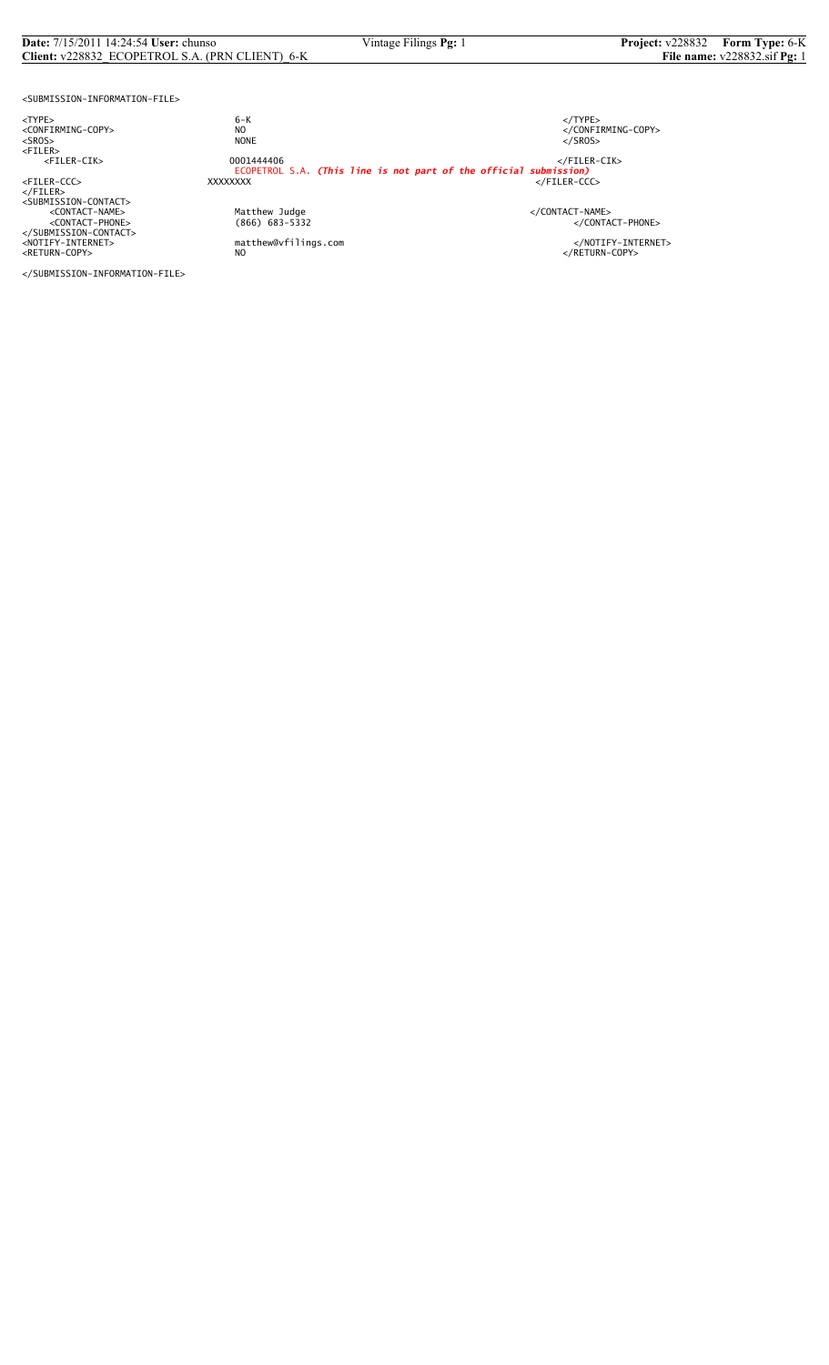```
<SUBMISSION-INFORMATION-FILE>

<TYPE>                    6-K                                                         </TYPE>
<CONFIRMING-COPY>         NO                                                          </CONFIRMING-COPY>
<SROS>                    NONE                                                        </SROS>
<FILER>
    <FILER-CIK>           0001444406                                                  </FILER-CIK>
                          ECOPETROL S.A. (This line is not part of the official submission)
<FILER-CCC>               XXXXXXXX                                                    </FILER-CCC>
</FILER>
<SUBMISSION-CONTACT>
    <CONTACT-NAME>        Matthew Judge                                               </CONTACT-NAME>
    <CONTACT-PHONE>       (866) 683-5332                                              </CONTACT-PHONE>
</SUBMISSION-CONTACT>
<NOTIFY-INTERNET>         matthew@vfilings.com                                        </NOTIFY-INTERNET>
<RETURN-COPY>             NO                                                          </RETURN-COPY>

</SUBMISSION-INFORMATION-FILE>
```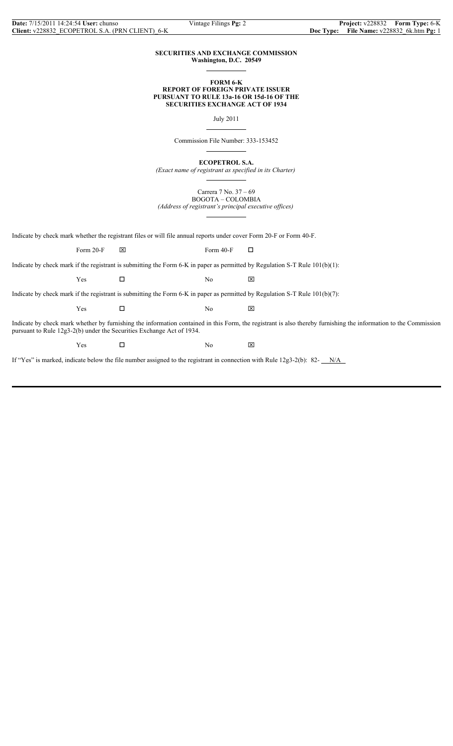**SECURITIES AND EXCHANGE COMMISSION**
**Washington, D.C. 20549**

**FORM 6-K**
**REPORT OF FOREIGN PRIVATE ISSUER**
**PURSUANT TO RULE 13a-16 OR 15d-16 OF THE**
**SECURITIES EXCHANGE ACT OF 1934**

July 2011

Commission File Number: 333-153452

**ECOPETROL S.A.**
*(Exact name of registrant as specified in its Charter)*

Carrera 7 No. 37 – 69
BOGOTA – COLOMBIA
*(Address of registrant's principal executive offices)*

Indicate by check mark whether the registrant files or will file annual reports under cover Form 20-F or Form 40-F.

Form 20-F ☒ Form 40-F ☐

Indicate by check mark if the registrant is submitting the Form 6-K in paper as permitted by Regulation S-T Rule 101(b)(1):

Yes ☐ No ☒

Indicate by check mark if the registrant is submitting the Form 6-K in paper as permitted by Regulation S-T Rule 101(b)(7):

Yes ☐ No ☒

Indicate by check mark whether by furnishing the information contained in this Form, the registrant is also thereby furnishing the information to the Commission pursuant to Rule 12g3-2(b) under the Securities Exchange Act of 1934.

Yes ☐ No ☒

If "Yes" is marked, indicate below the file number assigned to the registrant in connection with Rule 12g3-2(b): 82- N/A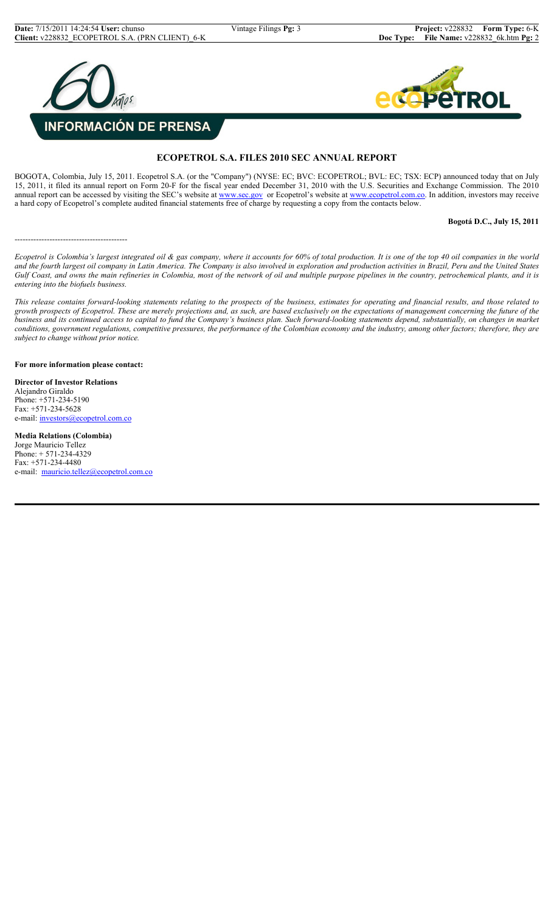**INFORMACIÓN DE PRENSA**

# ECOPETROL S.A. FILES 2010 SEC ANNUAL REPORT

BOGOTA, Colombia, July 15, 2011. Ecopetrol S.A. (or the "Company") (NYSE: EC; BVC: ECOPETROL; BVL: EC; TSX: ECP) announced today that on July 15, 2011, it filed its annual report on Form 20-F for the fiscal year ended December 31, 2010 with the U.S. Securities and Exchange Commission. The 2010 annual report can be accessed by visiting the SEC's website at www.sec.gov or Ecopetrol's website at www.ecopetrol.com.co. In addition, investors may receive a hard copy of Ecopetrol's complete audited financial statements free of charge by requesting a copy from the contacts below.

**Bogotá D.C., July 15, 2011**

-----------------------------------------

*Ecopetrol is Colombia's largest integrated oil & gas company, where it accounts for 60% of total production. It is one of the top 40 oil companies in the world and the fourth largest oil company in Latin America. The Company is also involved in exploration and production activities in Brazil, Peru and the United States Gulf Coast, and owns the main refineries in Colombia, most of the network of oil and multiple purpose pipelines in the country, petrochemical plants, and it is entering into the biofuels business.*

*This release contains forward-looking statements relating to the prospects of the business, estimates for operating and financial results, and those related to growth prospects of Ecopetrol. These are merely projections and, as such, are based exclusively on the expectations of management concerning the future of the business and its continued access to capital to fund the Company's business plan. Such forward-looking statements depend, substantially, on changes in market conditions, government regulations, competitive pressures, the performance of the Colombian economy and the industry, among other factors; therefore, they are subject to change without prior notice.*

**For more information please contact:**

**Director of Investor Relations**
Alejandro Giraldo
Phone: +571-234-5190
Fax: +571-234-5628
e-mail: investors@ecopetrol.com.co

**Media Relations (Colombia)**
Jorge Mauricio Tellez
Phone: + 571-234-4329
Fax: +571-234-4480
e-mail: mauricio.tellez@ecopetrol.com.co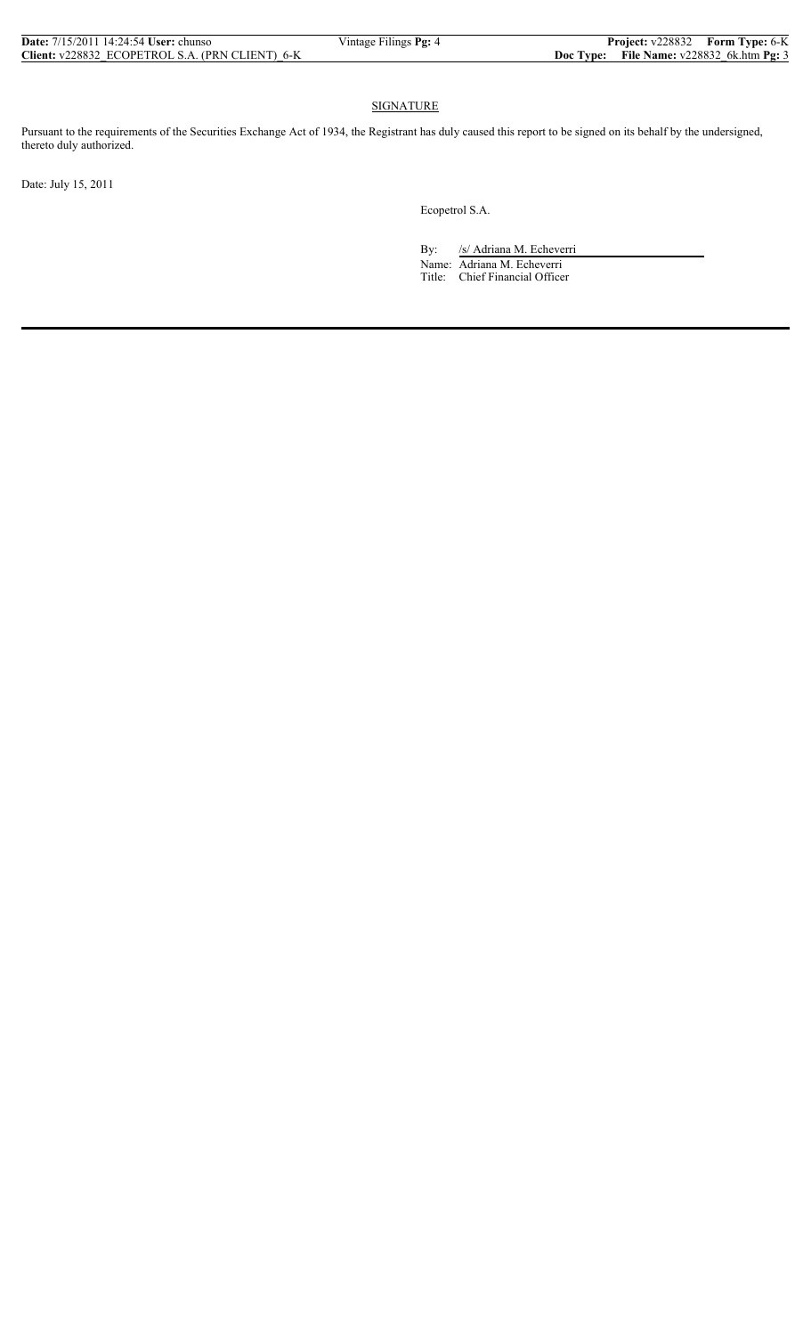## SIGNATURE

Pursuant to the requirements of the Securities Exchange Act of 1934, the Registrant has duly caused this report to be signed on its behalf by the undersigned, thereto duly authorized.

Date: July 15, 2011

Ecopetrol S.A.

By: /s/ Adriana M. Echeverri

Name: Adriana M. Echeverri

Title: Chief Financial Officer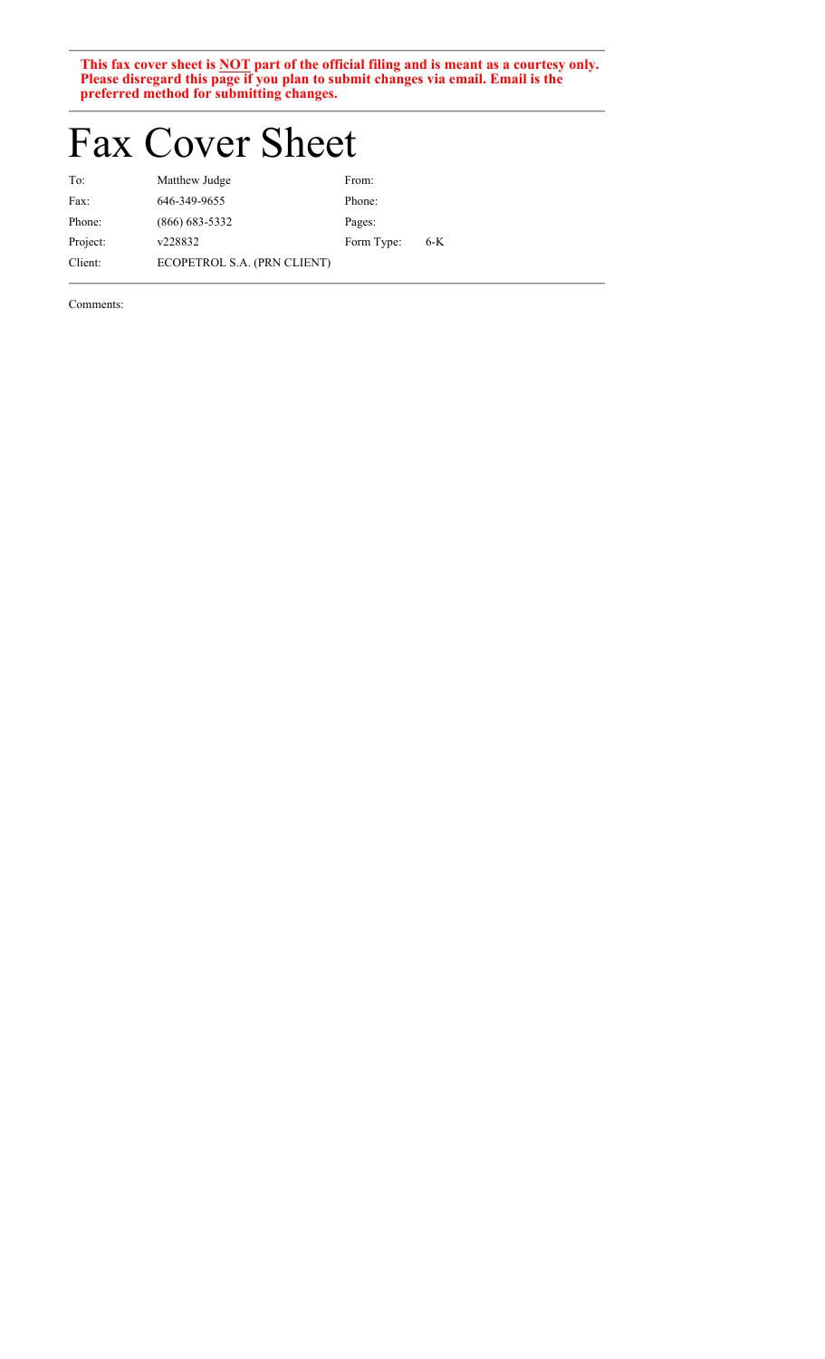**This fax cover sheet is <u>NOT</u> part of the official filing and is meant as a courtesy only. Please disregard this page if you plan to submit changes via email. Email is the preferred method for submitting changes.**

# Fax Cover Sheet

| | | | |
|---|---|---|---|
| To: | Matthew Judge | From: | |
| Fax: | 646-349-9655 | Phone: | |
| Phone: | (866) 683-5332 | Pages: | |
| Project: | v228832 | Form Type: | 6-K |
| Client: | ECOPETROL S.A. (PRN CLIENT) | | |

Comments: